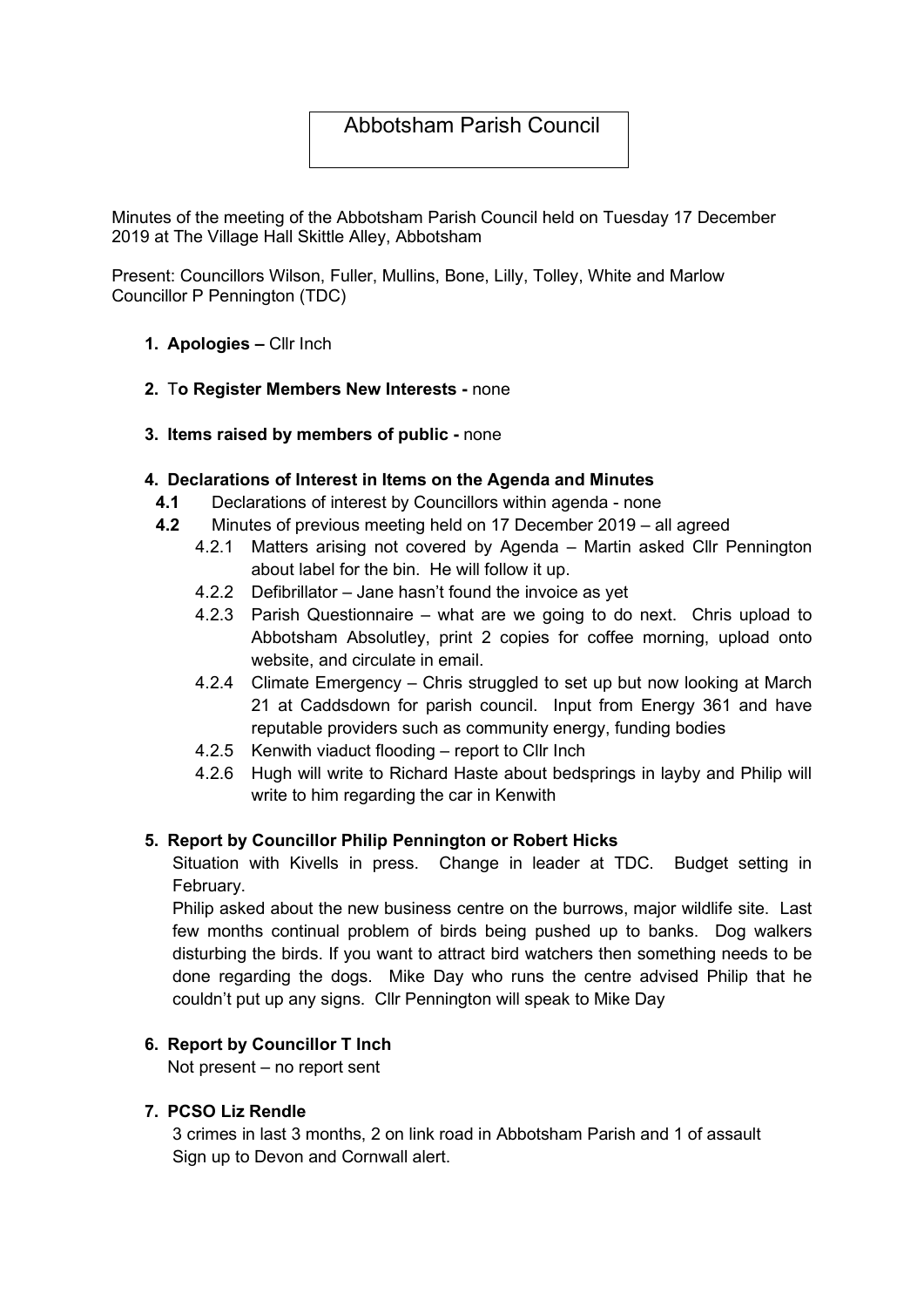# Abbotsham Parish Council

Minutes of the meeting of the Abbotsham Parish Council held on Tuesday 17 December 2019 at The Village Hall Skittle Alley, Abbotsham

Present: Councillors Wilson, Fuller, Mullins, Bone, Lilly, Tolley, White and Marlow
Councillor P Pennington (TDC)

1. **Apologies –** Cllr Inch

2. **To Register Members New Interests -** none

3. **Items raised by members of public -** none

4. **Declarations of Interest in Items on the Agenda and Minutes**
   - **4.1** Declarations of interest by Councillors within agenda - none
   - **4.2** Minutes of previous meeting held on 17 December 2019 – all agreed
     - 4.2.1 Matters arising not covered by Agenda – Martin asked Cllr Pennington about label for the bin. He will follow it up.
     - 4.2.2 Defibrillator – Jane hasn't found the invoice as yet
     - 4.2.3 Parish Questionnaire – what are we going to do next. Chris upload to Abbotsham Absolutley, print 2 copies for coffee morning, upload onto website, and circulate in email.
     - 4.2.4 Climate Emergency – Chris struggled to set up but now looking at March 21 at Caddsdown for parish council. Input from Energy 361 and have reputable providers such as community energy, funding bodies
     - 4.2.5 Kenwith viaduct flooding – report to Cllr Inch
     - 4.2.6 Hugh will write to Richard Haste about bedsprings in layby and Philip will write to him regarding the car in Kenwith

5. **Report by Councillor Philip Pennington or Robert Hicks**

   Situation with Kivells in press. Change in leader at TDC. Budget setting in February.

   Philip asked about the new business centre on the burrows, major wildlife site. Last few months continual problem of birds being pushed up to banks. Dog walkers disturbing the birds. If you want to attract bird watchers then something needs to be done regarding the dogs. Mike Day who runs the centre advised Philip that he couldn't put up any signs. Cllr Pennington will speak to Mike Day

6. **Report by Councillor T Inch**

   Not present – no report sent

7. **PCSO Liz Rendle**

   3 crimes in last 3 months, 2 on link road in Abbotsham Parish and 1 of assault
   Sign up to Devon and Cornwall alert.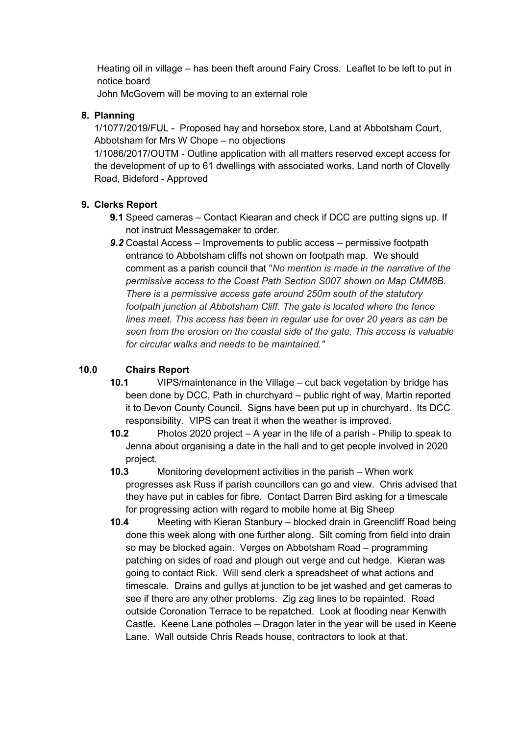Heating oil in village – has been theft around Fairy Cross. Leaflet to be left to put in notice board

John McGovern will be moving to an external role

## 8. Planning

1/1077/2019/FUL - Proposed hay and horsebox store, Land at Abbotsham Court, Abbotsham for Mrs W Chope – no objections

1/1086/2017/OUTM - Outline application with all matters reserved except access for the development of up to 61 dwellings with associated works, Land north of Clovelly Road, Bideford - Approved

## 9. Clerks Report

**9.1** Speed cameras – Contact Kiearan and check if DCC are putting signs up. If not instruct Messagemaker to order.

***9.2*** Coastal Access – Improvements to public access – permissive footpath entrance to Abbotsham cliffs not shown on footpath map. We should comment as a parish council that "*No mention is made in the narrative of the permissive access to the Coast Path Section S007 shown on Map CMM8B. There is a permissive access gate around 250m south of the statutory footpath junction at Abbotsham Cliff. The gate is located where the fence lines meet. This access has been in regular use for over 20 years as can be seen from the erosion on the coastal side of the gate. This access is valuable for circular walks and needs to be maintained."*

## 10.0 Chairs Report

**10.1** VIPS/maintenance in the Village – cut back vegetation by bridge has been done by DCC, Path in churchyard – public right of way, Martin reported it to Devon County Council. Signs have been put up in churchyard. Its DCC responsibility. VIPS can treat it when the weather is improved.

**10.2** Photos 2020 project – A year in the life of a parish - Philip to speak to Jenna about organising a date in the hall and to get people involved in 2020 project.

**10.3** Monitoring development activities in the parish – When work progresses ask Russ if parish councillors can go and view. Chris advised that they have put in cables for fibre. Contact Darren Bird asking for a timescale for progressing action with regard to mobile home at Big Sheep

**10.4** Meeting with Kieran Stanbury – blocked drain in Greencliff Road being done this week along with one further along. Silt coming from field into drain so may be blocked again. Verges on Abbotsham Road – programming patching on sides of road and plough out verge and cut hedge. Kieran was going to contact Rick. Will send clerk a spreadsheet of what actions and timescale. Drains and gullys at junction to be jet washed and get cameras to see if there are any other problems. Zig zag lines to be repainted. Road outside Coronation Terrace to be repatched. Look at flooding near Kenwith Castle. Keene Lane potholes – Dragon later in the year will be used in Keene Lane. Wall outside Chris Reads house, contractors to look at that.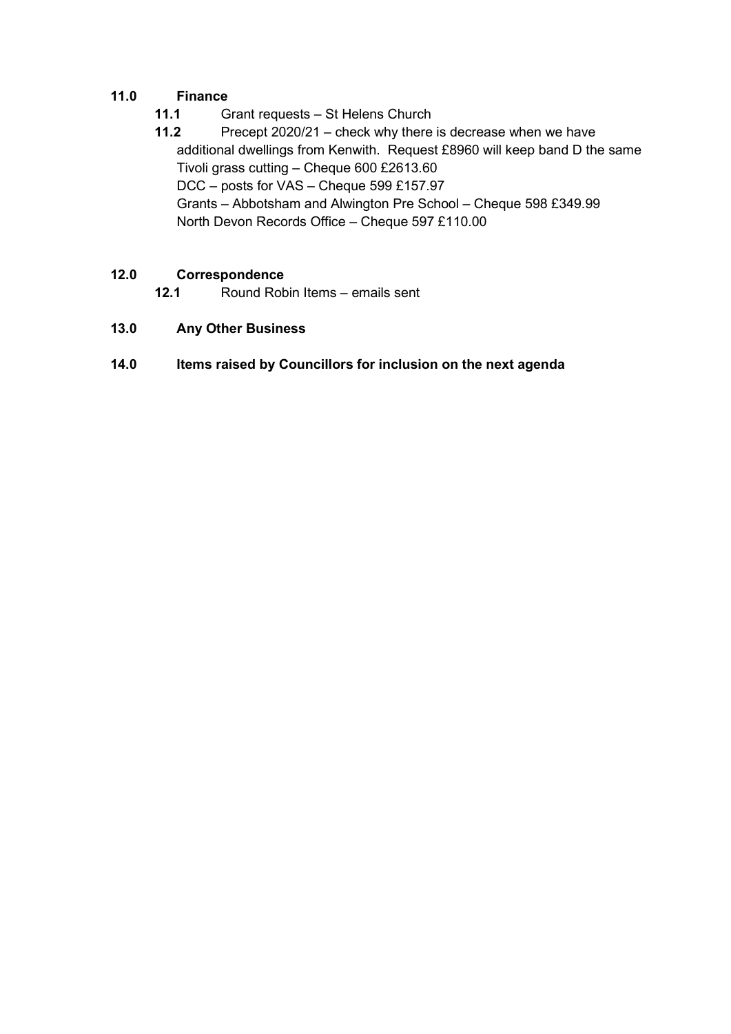**11.0 Finance**

**11.1** Grant requests – St Helens Church

**11.2** Precept 2020/21 – check why there is decrease when we have additional dwellings from Kenwith. Request £8960 will keep band D the same

Tivoli grass cutting – Cheque 600 £2613.60

DCC – posts for VAS – Cheque 599 £157.97

Grants – Abbotsham and Alwington Pre School – Cheque 598 £349.99

North Devon Records Office – Cheque 597 £110.00

**12.0 Correspondence**

**12.1** Round Robin Items – emails sent

**13.0 Any Other Business**

**14.0 Items raised by Councillors for inclusion on the next agenda**